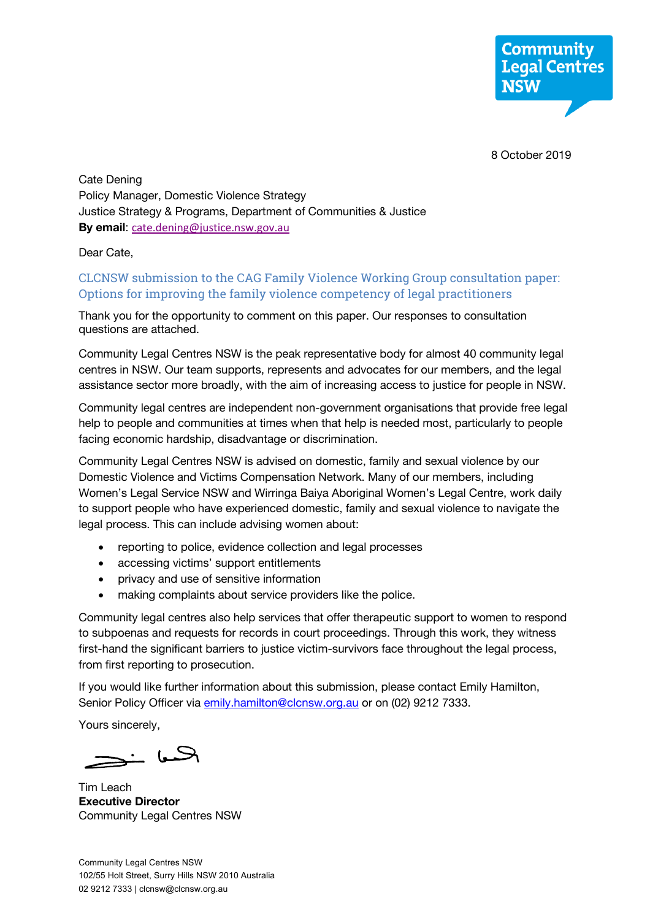Community Legal Centres NSW

8 October 2019

Cate Dening
Policy Manager, Domestic Violence Strategy
Justice Strategy & Programs, Department of Communities & Justice
**By email**: cate.dening@justice.nsw.gov.au

Dear Cate,

## CLCNSW submission to the CAG Family Violence Working Group consultation paper: Options for improving the family violence competency of legal practitioners

Thank you for the opportunity to comment on this paper. Our responses to consultation questions are attached.

Community Legal Centres NSW is the peak representative body for almost 40 community legal centres in NSW. Our team supports, represents and advocates for our members, and the legal assistance sector more broadly, with the aim of increasing access to justice for people in NSW.

Community legal centres are independent non-government organisations that provide free legal help to people and communities at times when that help is needed most, particularly to people facing economic hardship, disadvantage or discrimination.

Community Legal Centres NSW is advised on domestic, family and sexual violence by our Domestic Violence and Victims Compensation Network. Many of our members, including Women's Legal Service NSW and Wirringa Baiya Aboriginal Women's Legal Centre, work daily to support people who have experienced domestic, family and sexual violence to navigate the legal process. This can include advising women about:

- reporting to police, evidence collection and legal processes
- accessing victims' support entitlements
- privacy and use of sensitive information
- making complaints about service providers like the police.

Community legal centres also help services that offer therapeutic support to women to respond to subpoenas and requests for records in court proceedings. Through this work, they witness first-hand the significant barriers to justice victim-survivors face throughout the legal process, from first reporting to prosecution.

If you would like further information about this submission, please contact Emily Hamilton, Senior Policy Officer via emily.hamilton@clcnsw.org.au or on (02) 9212 7333.

Yours sincerely,

Tim Leach
**Executive Director**
Community Legal Centres NSW

Community Legal Centres NSW
102/55 Holt Street, Surry Hills NSW 2010 Australia
02 9212 7333 | clcnsw@clcnsw.org.au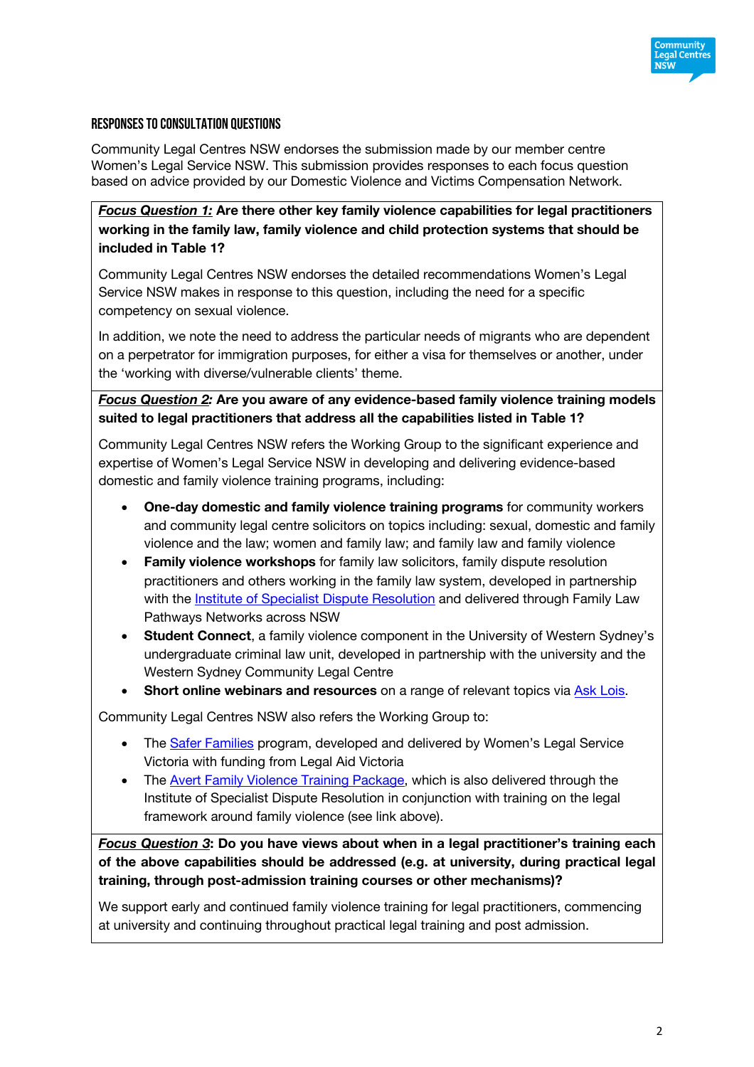## RESPONSES TO CONSULTATION QUESTIONS

Community Legal Centres NSW endorses the submission made by our member centre Women's Legal Service NSW. This submission provides responses to each focus question based on advice provided by our Domestic Violence and Victims Compensation Network.

***Focus Question 1:*** **Are there other key family violence capabilities for legal practitioners working in the family law, family violence and child protection systems that should be included in Table 1?**

Community Legal Centres NSW endorses the detailed recommendations Women's Legal Service NSW makes in response to this question, including the need for a specific competency on sexual violence.

In addition, we note the need to address the particular needs of migrants who are dependent on a perpetrator for immigration purposes, for either a visa for themselves or another, under the 'working with diverse/vulnerable clients' theme.

***Focus Question 2:*** **Are you aware of any evidence-based family violence training models suited to legal practitioners that address all the capabilities listed in Table 1?**

Community Legal Centres NSW refers the Working Group to the significant experience and expertise of Women's Legal Service NSW in developing and delivering evidence-based domestic and family violence training programs, including:

- **One-day domestic and family violence training programs** for community workers and community legal centre solicitors on topics including: sexual, domestic and family violence and the law; women and family law; and family law and family violence
- **Family violence workshops** for family law solicitors, family dispute resolution practitioners and others working in the family law system, developed in partnership with the Institute of Specialist Dispute Resolution and delivered through Family Law Pathways Networks across NSW
- **Student Connect**, a family violence component in the University of Western Sydney's undergraduate criminal law unit, developed in partnership with the university and the Western Sydney Community Legal Centre
- **Short online webinars and resources** on a range of relevant topics via Ask Lois.

Community Legal Centres NSW also refers the Working Group to:

- The Safer Families program, developed and delivered by Women's Legal Service Victoria with funding from Legal Aid Victoria
- The Avert Family Violence Training Package, which is also delivered through the Institute of Specialist Dispute Resolution in conjunction with training on the legal framework around family violence (see link above).

***Focus Question 3*****: Do you have views about when in a legal practitioner's training each of the above capabilities should be addressed (e.g. at university, during practical legal training, through post-admission training courses or other mechanisms)?**

We support early and continued family violence training for legal practitioners, commencing at university and continuing throughout practical legal training and post admission.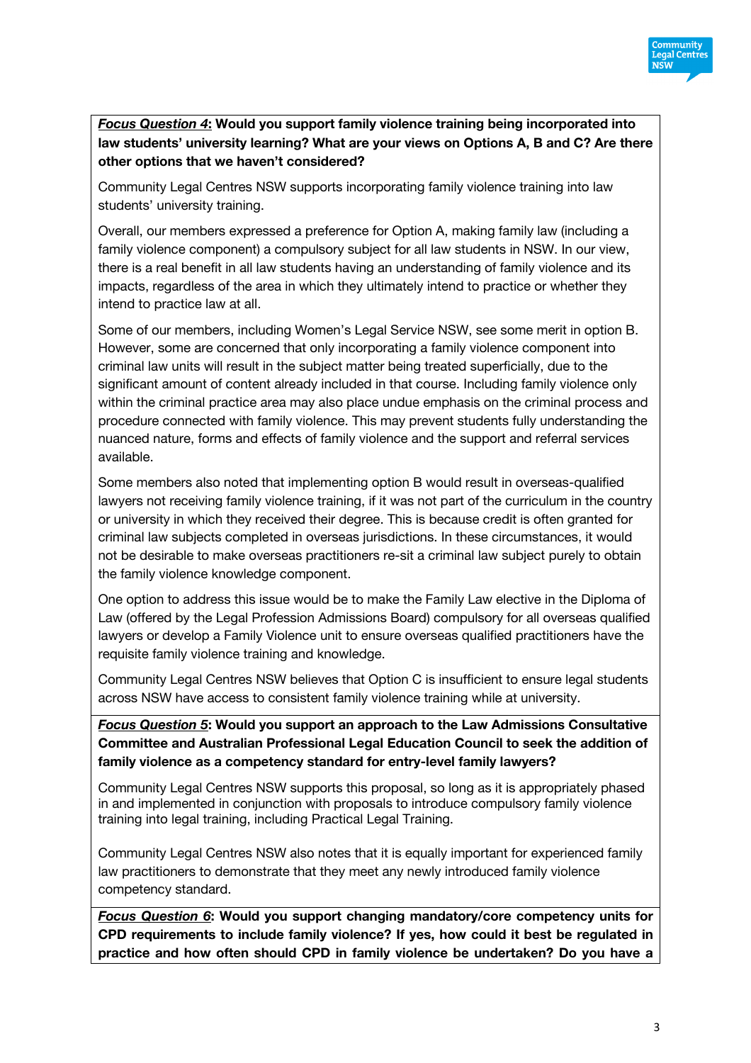***Focus Question 4*: Would you support family violence training being incorporated into law students' university learning? What are your views on Options A, B and C? Are there other options that we haven't considered?**

Community Legal Centres NSW supports incorporating family violence training into law students' university training.

Overall, our members expressed a preference for Option A, making family law (including a family violence component) a compulsory subject for all law students in NSW. In our view, there is a real benefit in all law students having an understanding of family violence and its impacts, regardless of the area in which they ultimately intend to practice or whether they intend to practice law at all.

Some of our members, including Women's Legal Service NSW, see some merit in option B. However, some are concerned that only incorporating a family violence component into criminal law units will result in the subject matter being treated superficially, due to the significant amount of content already included in that course. Including family violence only within the criminal practice area may also place undue emphasis on the criminal process and procedure connected with family violence. This may prevent students fully understanding the nuanced nature, forms and effects of family violence and the support and referral services available.

Some members also noted that implementing option B would result in overseas-qualified lawyers not receiving family violence training, if it was not part of the curriculum in the country or university in which they received their degree. This is because credit is often granted for criminal law subjects completed in overseas jurisdictions. In these circumstances, it would not be desirable to make overseas practitioners re-sit a criminal law subject purely to obtain the family violence knowledge component.

One option to address this issue would be to make the Family Law elective in the Diploma of Law (offered by the Legal Profession Admissions Board) compulsory for all overseas qualified lawyers or develop a Family Violence unit to ensure overseas qualified practitioners have the requisite family violence training and knowledge.

Community Legal Centres NSW believes that Option C is insufficient to ensure legal students across NSW have access to consistent family violence training while at university.

***Focus Question 5*: Would you support an approach to the Law Admissions Consultative Committee and Australian Professional Legal Education Council to seek the addition of family violence as a competency standard for entry-level family lawyers?**

Community Legal Centres NSW supports this proposal, so long as it is appropriately phased in and implemented in conjunction with proposals to introduce compulsory family violence training into legal training, including Practical Legal Training.

Community Legal Centres NSW also notes that it is equally important for experienced family law practitioners to demonstrate that they meet any newly introduced family violence competency standard.

***Focus Question 6*: Would you support changing mandatory/core competency units for CPD requirements to include family violence? If yes, how could it best be regulated in practice and how often should CPD in family violence be undertaken? Do you have a**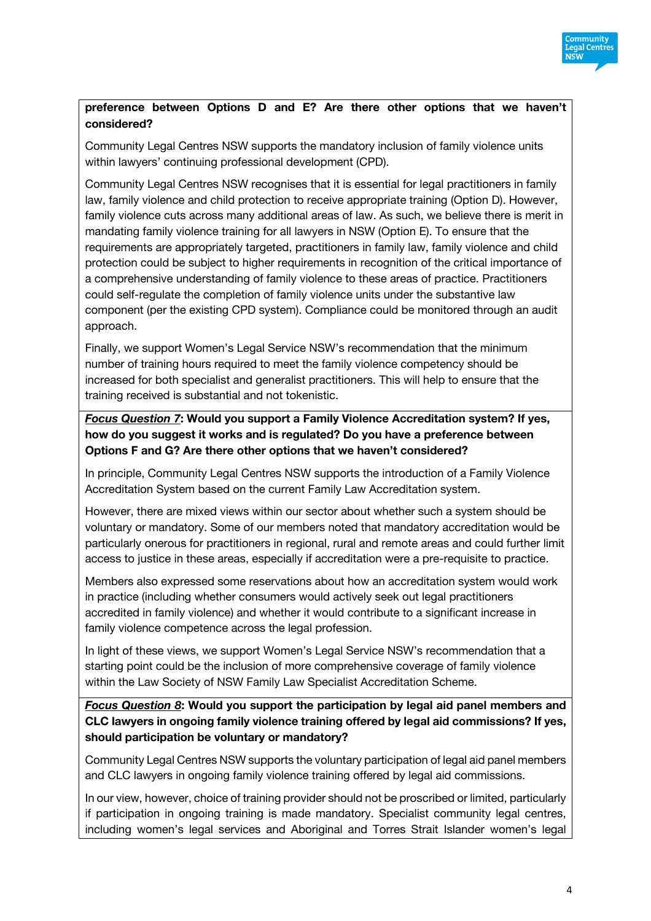**preference between Options D and E? Are there other options that we haven't considered?**

Community Legal Centres NSW supports the mandatory inclusion of family violence units within lawyers' continuing professional development (CPD).

Community Legal Centres NSW recognises that it is essential for legal practitioners in family law, family violence and child protection to receive appropriate training (Option D). However, family violence cuts across many additional areas of law. As such, we believe there is merit in mandating family violence training for all lawyers in NSW (Option E). To ensure that the requirements are appropriately targeted, practitioners in family law, family violence and child protection could be subject to higher requirements in recognition of the critical importance of a comprehensive understanding of family violence to these areas of practice. Practitioners could self-regulate the completion of family violence units under the substantive law component (per the existing CPD system). Compliance could be monitored through an audit approach.

Finally, we support Women's Legal Service NSW's recommendation that the minimum number of training hours required to meet the family violence competency should be increased for both specialist and generalist practitioners. This will help to ensure that the training received is substantial and not tokenistic.

***Focus Question 7*: Would you support a Family Violence Accreditation system? If yes, how do you suggest it works and is regulated? Do you have a preference between Options F and G? Are there other options that we haven't considered?**

In principle, Community Legal Centres NSW supports the introduction of a Family Violence Accreditation System based on the current Family Law Accreditation system.

However, there are mixed views within our sector about whether such a system should be voluntary or mandatory. Some of our members noted that mandatory accreditation would be particularly onerous for practitioners in regional, rural and remote areas and could further limit access to justice in these areas, especially if accreditation were a pre-requisite to practice.

Members also expressed some reservations about how an accreditation system would work in practice (including whether consumers would actively seek out legal practitioners accredited in family violence) and whether it would contribute to a significant increase in family violence competence across the legal profession.

In light of these views, we support Women's Legal Service NSW's recommendation that a starting point could be the inclusion of more comprehensive coverage of family violence within the Law Society of NSW Family Law Specialist Accreditation Scheme.

***Focus Question 8*: Would you support the participation by legal aid panel members and CLC lawyers in ongoing family violence training offered by legal aid commissions? If yes, should participation be voluntary or mandatory?**

Community Legal Centres NSW supports the voluntary participation of legal aid panel members and CLC lawyers in ongoing family violence training offered by legal aid commissions.

In our view, however, choice of training provider should not be proscribed or limited, particularly if participation in ongoing training is made mandatory. Specialist community legal centres, including women's legal services and Aboriginal and Torres Strait Islander women's legal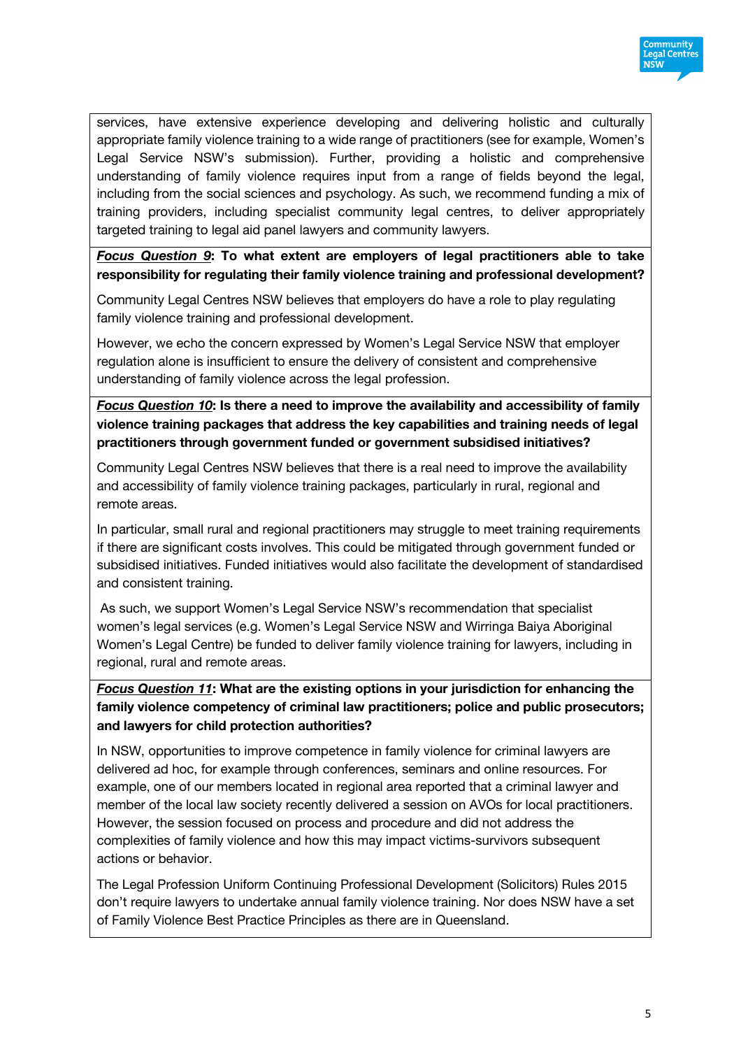services, have extensive experience developing and delivering holistic and culturally appropriate family violence training to a wide range of practitioners (see for example, Women's Legal Service NSW's submission). Further, providing a holistic and comprehensive understanding of family violence requires input from a range of fields beyond the legal, including from the social sciences and psychology. As such, we recommend funding a mix of training providers, including specialist community legal centres, to deliver appropriately targeted training to legal aid panel lawyers and community lawyers.

***Focus Question 9*: To what extent are employers of legal practitioners able to take responsibility for regulating their family violence training and professional development?**

Community Legal Centres NSW believes that employers do have a role to play regulating family violence training and professional development.

However, we echo the concern expressed by Women's Legal Service NSW that employer regulation alone is insufficient to ensure the delivery of consistent and comprehensive understanding of family violence across the legal profession.

***Focus Question 10*: Is there a need to improve the availability and accessibility of family violence training packages that address the key capabilities and training needs of legal practitioners through government funded or government subsidised initiatives?**

Community Legal Centres NSW believes that there is a real need to improve the availability and accessibility of family violence training packages, particularly in rural, regional and remote areas.

In particular, small rural and regional practitioners may struggle to meet training requirements if there are significant costs involves. This could be mitigated through government funded or subsidised initiatives. Funded initiatives would also facilitate the development of standardised and consistent training.

As such, we support Women's Legal Service NSW's recommendation that specialist women's legal services (e.g. Women's Legal Service NSW and Wirringa Baiya Aboriginal Women's Legal Centre) be funded to deliver family violence training for lawyers, including in regional, rural and remote areas.

***Focus Question 11*: What are the existing options in your jurisdiction for enhancing the family violence competency of criminal law practitioners; police and public prosecutors; and lawyers for child protection authorities?**

In NSW, opportunities to improve competence in family violence for criminal lawyers are delivered ad hoc, for example through conferences, seminars and online resources. For example, one of our members located in regional area reported that a criminal lawyer and member of the local law society recently delivered a session on AVOs for local practitioners. However, the session focused on process and procedure and did not address the complexities of family violence and how this may impact victims-survivors subsequent actions or behavior.

The Legal Profession Uniform Continuing Professional Development (Solicitors) Rules 2015 don't require lawyers to undertake annual family violence training. Nor does NSW have a set of Family Violence Best Practice Principles as there are in Queensland.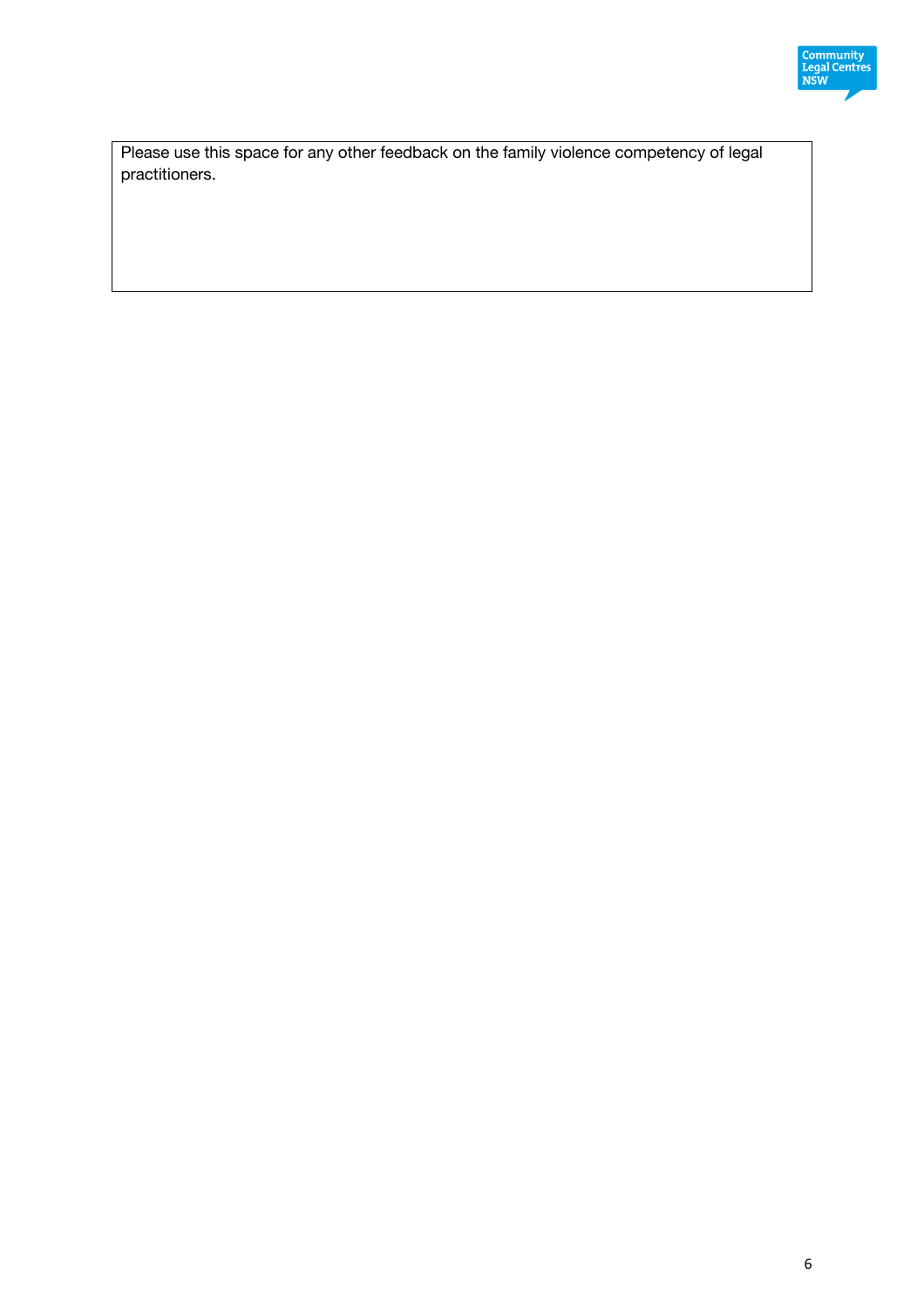| |
| --- |
| Please use this space for any other feedback on the family violence competency of legal practitioners. |